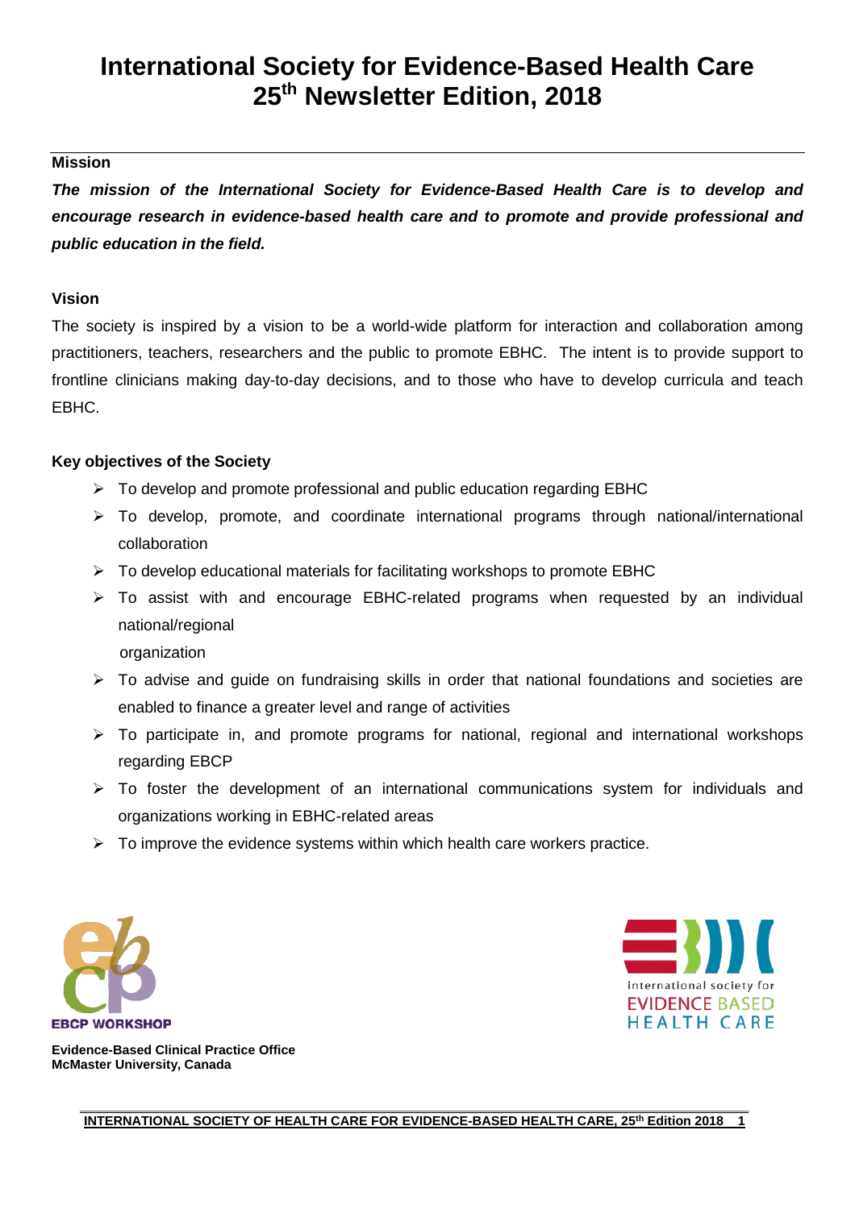# International Society for Evidence-Based Health Care 25th Newsletter Edition, 2018

## Mission

***The mission of the International Society for Evidence-Based Health Care is to develop and encourage research in evidence-based health care and to promote and provide professional and public education in the field.***

## Vision

The society is inspired by a vision to be a world-wide platform for interaction and collaboration among practitioners, teachers, researchers and the public to promote EBHC. The intent is to provide support to frontline clinicians making day-to-day decisions, and to those who have to develop curricula and teach EBHC.

## Key objectives of the Society

- To develop and promote professional and public education regarding EBHC
- To develop, promote, and coordinate international programs through national/international collaboration
- To develop educational materials for facilitating workshops to promote EBHC
- To assist with and encourage EBHC-related programs when requested by an individual national/regional organization
- To advise and guide on fundraising skills in order that national foundations and societies are enabled to finance a greater level and range of activities
- To participate in, and promote programs for national, regional and international workshops regarding EBCP
- To foster the development of an international communications system for individuals and organizations working in EBHC-related areas
- To improve the evidence systems within which health care workers practice.

EBCP WORKSHOP

**Evidence-Based Clinical Practice Office**
**McMaster University, Canada**

international society for EVIDENCE BASED HEALTH CARE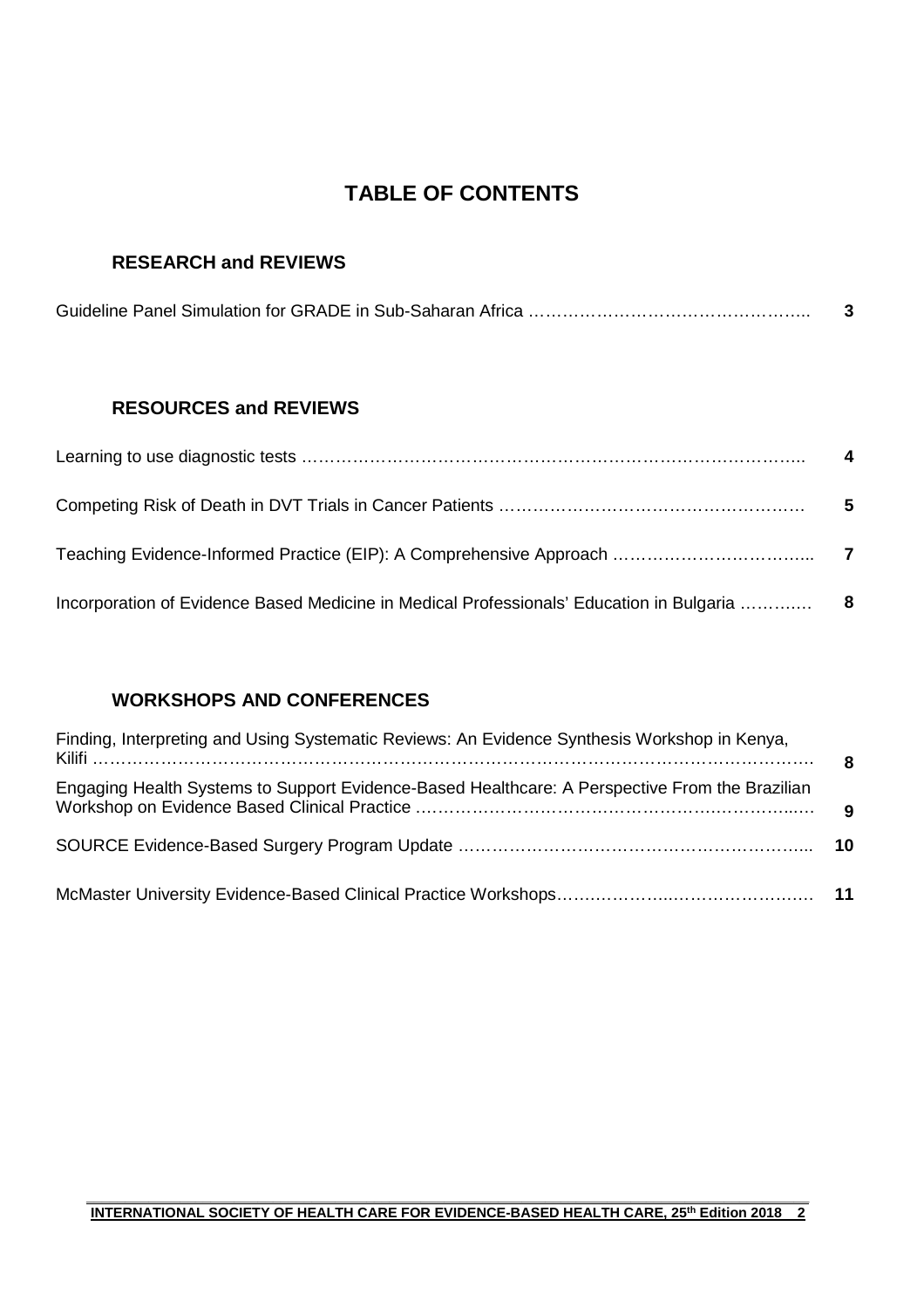# TABLE OF CONTENTS

## RESEARCH and REVIEWS

| | |
|---|---|
| Guideline Panel Simulation for GRADE in Sub-Saharan Africa | **3** |

## RESOURCES and REVIEWS

| | |
|---|---|
| Learning to use diagnostic tests | **4** |
| Competing Risk of Death in DVT Trials in Cancer Patients | **5** |
| Teaching Evidence-Informed Practice (EIP): A Comprehensive Approach | **7** |
| Incorporation of Evidence Based Medicine in Medical Professionals' Education in Bulgaria | **8** |

## WORKSHOPS AND CONFERENCES

| | |
|---|---|
| Finding, Interpreting and Using Systematic Reviews: An Evidence Synthesis Workshop in Kenya, Kilifi | **8** |
| Engaging Health Systems to Support Evidence-Based Healthcare: A Perspective From the Brazilian Workshop on Evidence Based Clinical Practice | **9** |
| SOURCE Evidence-Based Surgery Program Update | **10** |
| McMaster University Evidence-Based Clinical Practice Workshops | **11** |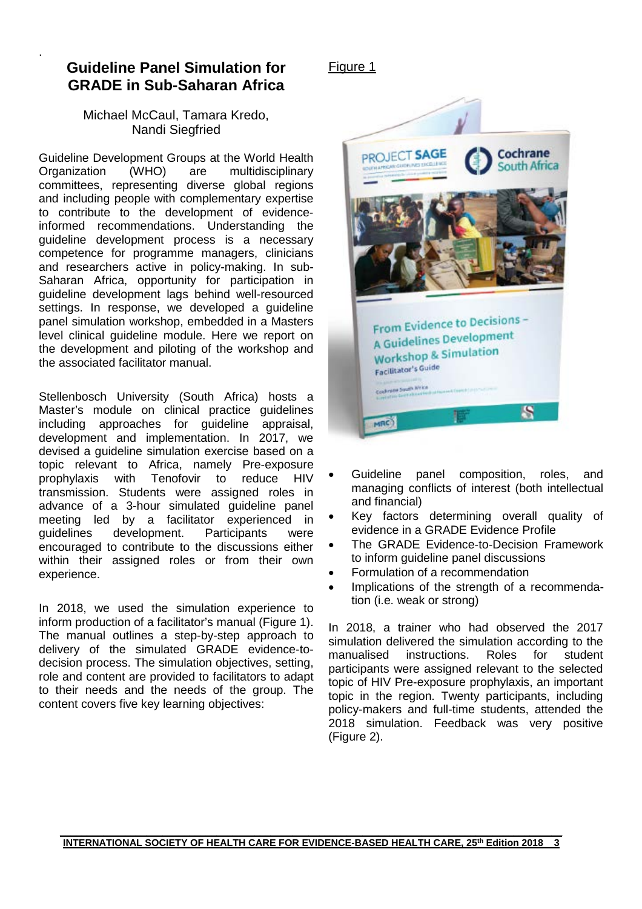## Guideline Panel Simulation for GRADE in Sub-Saharan Africa

Michael McCaul, Tamara Kredo, Nandi Siegfried

Guideline Development Groups at the World Health Organization (WHO) are multidisciplinary committees, representing diverse global regions and including people with complementary expertise to contribute to the development of evidence-informed recommendations. Understanding the guideline development process is a necessary competence for programme managers, clinicians and researchers active in policy-making. In sub-Saharan Africa, opportunity for participation in guideline development lags behind well-resourced settings. In response, we developed a guideline panel simulation workshop, embedded in a Masters level clinical guideline module. Here we report on the development and piloting of the workshop and the associated facilitator manual.

Stellenbosch University (South Africa) hosts a Master's module on clinical practice guidelines including approaches for guideline appraisal, development and implementation. In 2017, we devised a guideline simulation exercise based on a topic relevant to Africa, namely Pre-exposure prophylaxis with Tenofovir to reduce HIV transmission. Students were assigned roles in advance of a 3-hour simulated guideline panel meeting led by a facilitator experienced in guidelines development. Participants were encouraged to contribute to the discussions either within their assigned roles or from their own experience.

In 2018, we used the simulation experience to inform production of a facilitator's manual (Figure 1). The manual outlines a step-by-step approach to delivery of the simulated GRADE evidence-to-decision process. The simulation objectives, setting, role and content are provided to facilitators to adapt to their needs and the needs of the group. The content covers five key learning objectives:

Figure 1

- Guideline panel composition, roles, and managing conflicts of interest (both intellectual and financial)
- Key factors determining overall quality of evidence in a GRADE Evidence Profile
- The GRADE Evidence-to-Decision Framework to inform guideline panel discussions
- Formulation of a recommendation
- Implications of the strength of a recommendation (i.e. weak or strong)

In 2018, a trainer who had observed the 2017 simulation delivered the simulation according to the manualised instructions. Roles for student participants were assigned relevant to the selected topic of HIV Pre-exposure prophylaxis, an important topic in the region. Twenty participants, including policy-makers and full-time students, attended the 2018 simulation. Feedback was very positive (Figure 2).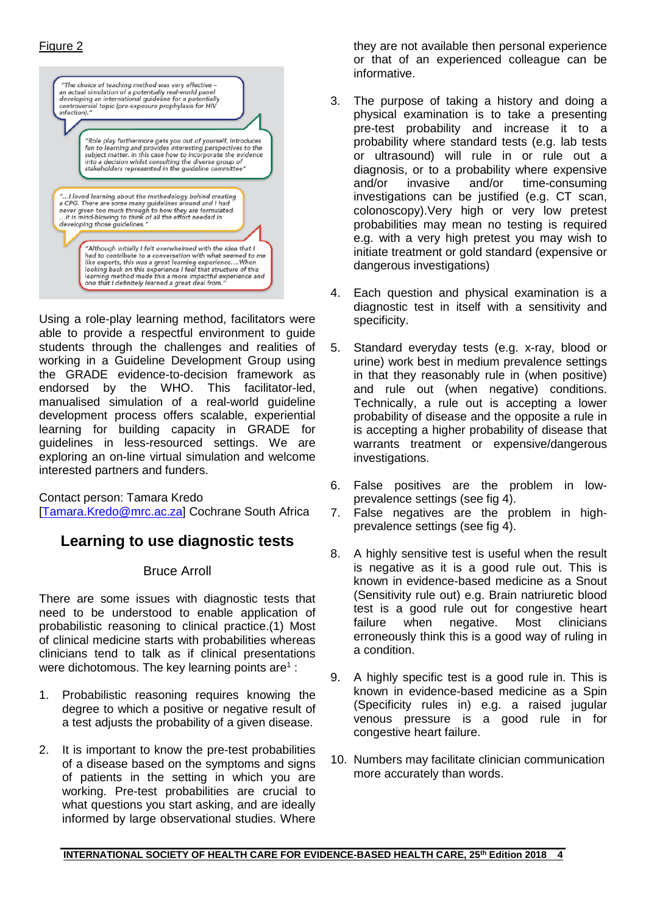Figure 2

"The choice of teaching method was very effective – an actual simulation of a potentially real-world panel developing an international guideline for a potentially controversial topic (pre-exposure prophylaxis for HIV infection)."

"Role play furthermore gets you out of yourself, introduces fun to learning and provides interesting perspectives to the subject matter. In this case how to incorporate the evidence into a decision whilst consulting the diverse group of stakeholders represented in the guideline committee"

"…I loved learning about the methodology behind creating a CPG. There are some many guidelines around and I had never given too much through to how they are formulated. …It is mind-blowing to think of all the effort needed in developing those guidelines."

"Although initially I felt overwhelmed with the idea that I had to contribute to a conversation with what seemed to me like experts, this was a great learning experience….When looking back on this experience I feel that structure of this learning method made this a more impactful experience and one that I definitely learned a great deal from."

Using a role-play learning method, facilitators were able to provide a respectful environment to guide students through the challenges and realities of working in a Guideline Development Group using the GRADE evidence-to-decision framework as endorsed by the WHO. This facilitator-led, manualised simulation of a real-world guideline development process offers scalable, experiential learning for building capacity in GRADE for guidelines in less-resourced settings. We are exploring an on-line virtual simulation and welcome interested partners and funders.

Contact person: Tamara Kredo [Tamara.Kredo@mrc.ac.za] Cochrane South Africa

## Learning to use diagnostic tests

Bruce Arroll

There are some issues with diagnostic tests that need to be understood to enable application of probabilistic reasoning to clinical practice.(1) Most of clinical medicine starts with probabilities whereas clinicians tend to talk as if clinical presentations were dichotomous. The key learning points are[1] :

1. Probabilistic reasoning requires knowing the degree to which a positive or negative result of a test adjusts the probability of a given disease.

2. It is important to know the pre-test probabilities of a disease based on the symptoms and signs of patients in the setting in which you are working. Pre-test probabilities are crucial to what questions you start asking, and are ideally informed by large observational studies. Where they are not available then personal experience or that of an experienced colleague can be informative.

3. The purpose of taking a history and doing a physical examination is to take a presenting pre-test probability and increase it to a probability where standard tests (e.g. lab tests or ultrasound) will rule in or rule out a diagnosis, or to a probability where expensive and/or invasive and/or time-consuming investigations can be justified (e.g. CT scan, colonoscopy).Very high or very low pretest probabilities may mean no testing is required e.g. with a very high pretest you may wish to initiate treatment or gold standard (expensive or dangerous investigations)

4. Each question and physical examination is a diagnostic test in itself with a sensitivity and specificity.

5. Standard everyday tests (e.g. x-ray, blood or urine) work best in medium prevalence settings in that they reasonably rule in (when positive) and rule out (when negative) conditions. Technically, a rule out is accepting a lower probability of disease and the opposite a rule in is accepting a higher probability of disease that warrants treatment or expensive/dangerous investigations.

6. False positives are the problem in low-prevalence settings (see fig 4).

7. False negatives are the problem in high-prevalence settings (see fig 4).

8. A highly sensitive test is useful when the result is negative as it is a good rule out. This is known in evidence-based medicine as a Snout (Sensitivity rule out) e.g. Brain natriuretic blood test is a good rule out for congestive heart failure when negative. Most clinicians erroneously think this is a good way of ruling in a condition.

9. A highly specific test is a good rule in. This is known in evidence-based medicine as a Spin (Specificity rules in) e.g. a raised jugular venous pressure is a good rule in for congestive heart failure.

10. Numbers may facilitate clinician communication more accurately than words.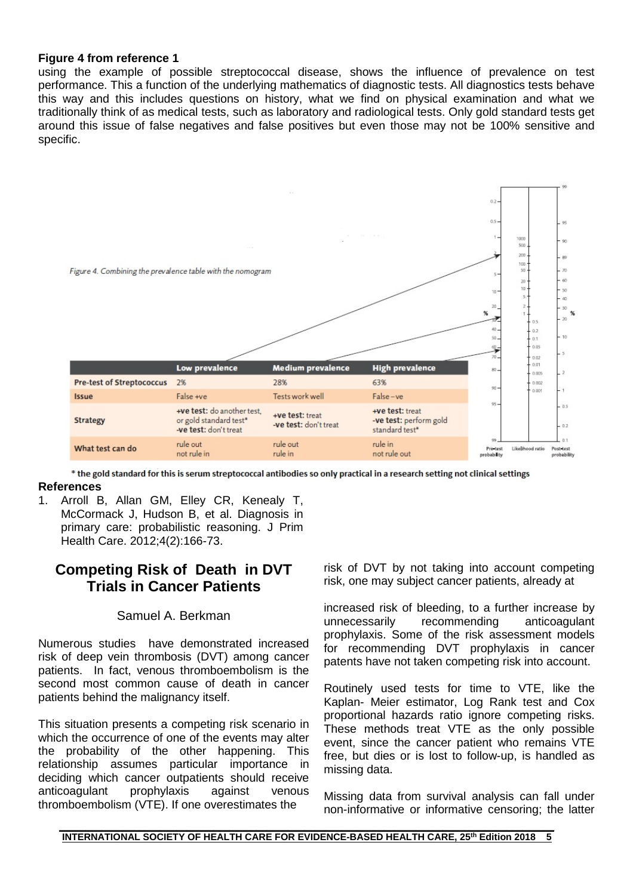**Figure 4 from reference 1**

using the example of possible streptococcal disease, shows the influence of prevalence on test performance. This a function of the underlying mathematics of diagnostic tests. All diagnostics tests behave this way and this includes questions on history, what we find on physical examination and what we traditionally think of as medical tests, such as laboratory and radiological tests. Only gold standard tests get around this issue of false negatives and false positives but even those may not be 100% sensitive and specific.

Figure 4. Combining the prevalence table with the nomogram

| | Low prevalence | Medium prevalence | High prevalence |
|---|---|---|---|
| Pre-test of Streptococcus | 2% | 28% | 63% |
| Issue | False +ve | Tests work well | False –ve |
| Strategy | **+ve test:** do another test, or gold standard test* **-ve test:** don't treat | **+ve test:** treat **-ve test:** don't treat | **+ve test:** treat **-ve test:** perform gold standard test* |
| What test can do | rule out not rule in | rule out rule in | rule in not rule out |

\* the gold standard for this is serum streptococcal antibodies so only practical in a research setting not clinical settings

**References**

1. Arroll B, Allan GM, Elley CR, Kenealy T, McCormack J, Hudson B, et al. Diagnosis in primary care: probabilistic reasoning. J Prim Health Care. 2012;4(2):166-73.

## Competing Risk of Death in DVT Trials in Cancer Patients

Samuel A. Berkman

Numerous studies have demonstrated increased risk of deep vein thrombosis (DVT) among cancer patients. In fact, venous thromboembolism is the second most common cause of death in cancer patients behind the malignancy itself.

This situation presents a competing risk scenario in which the occurrence of one of the events may alter the probability of the other happening. This relationship assumes particular importance in deciding which cancer outpatients should receive anticoagulant prophylaxis against venous thromboembolism (VTE). If one overestimates the risk of DVT by not taking into account competing risk, one may subject cancer patients, already at increased risk of bleeding, to a further increase by unnecessarily recommending anticoagulant prophylaxis. Some of the risk assessment models for recommending DVT prophylaxis in cancer patents have not taken competing risk into account.

Routinely used tests for time to VTE, like the Kaplan- Meier estimator, Log Rank test and Cox proportional hazards ratio ignore competing risks. These methods treat VTE as the only possible event, since the cancer patient who remains VTE free, but dies or is lost to follow-up, is handled as missing data.

Missing data from survival analysis can fall under non-informative or informative censoring; the latter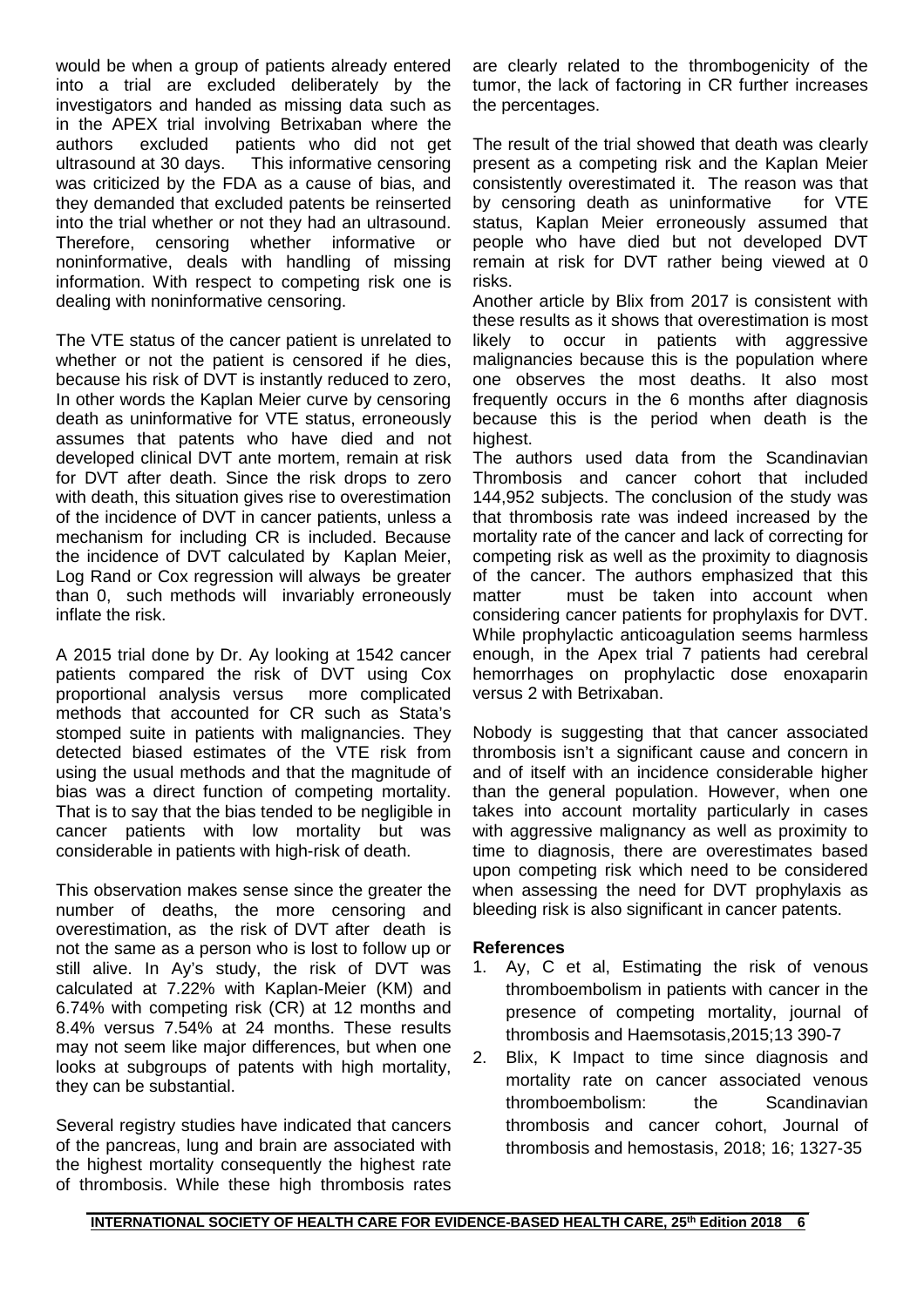would be when a group of patients already entered into a trial are excluded deliberately by the investigators and handed as missing data such as in the APEX trial involving Betrixaban where the authors excluded patients who did not get ultrasound at 30 days. This informative censoring was criticized by the FDA as a cause of bias, and they demanded that excluded patents be reinserted into the trial whether or not they had an ultrasound. Therefore, censoring whether informative or noninformative, deals with handling of missing information. With respect to competing risk one is dealing with noninformative censoring.

The VTE status of the cancer patient is unrelated to whether or not the patient is censored if he dies, because his risk of DVT is instantly reduced to zero, In other words the Kaplan Meier curve by censoring death as uninformative for VTE status, erroneously assumes that patents who have died and not developed clinical DVT ante mortem, remain at risk for DVT after death. Since the risk drops to zero with death, this situation gives rise to overestimation of the incidence of DVT in cancer patients, unless a mechanism for including CR is included. Because the incidence of DVT calculated by Kaplan Meier, Log Rand or Cox regression will always be greater than 0, such methods will invariably erroneously inflate the risk.

A 2015 trial done by Dr. Ay looking at 1542 cancer patients compared the risk of DVT using Cox proportional analysis versus more complicated methods that accounted for CR such as Stata's stomped suite in patients with malignancies. They detected biased estimates of the VTE risk from using the usual methods and that the magnitude of bias was a direct function of competing mortality. That is to say that the bias tended to be negligible in cancer patients with low mortality but was considerable in patients with high-risk of death.

This observation makes sense since the greater the number of deaths, the more censoring and overestimation, as the risk of DVT after death is not the same as a person who is lost to follow up or still alive. In Ay's study, the risk of DVT was calculated at 7.22% with Kaplan-Meier (KM) and 6.74% with competing risk (CR) at 12 months and 8.4% versus 7.54% at 24 months. These results may not seem like major differences, but when one looks at subgroups of patents with high mortality, they can be substantial.

Several registry studies have indicated that cancers of the pancreas, lung and brain are associated with the highest mortality consequently the highest rate of thrombosis. While these high thrombosis rates are clearly related to the thrombogenicity of the tumor, the lack of factoring in CR further increases the percentages.

The result of the trial showed that death was clearly present as a competing risk and the Kaplan Meier consistently overestimated it. The reason was that by censoring death as uninformative for VTE status, Kaplan Meier erroneously assumed that people who have died but not developed DVT remain at risk for DVT rather being viewed at 0 risks.

Another article by Blix from 2017 is consistent with these results as it shows that overestimation is most likely to occur in patients with aggressive malignancies because this is the population where one observes the most deaths. It also most frequently occurs in the 6 months after diagnosis because this is the period when death is the highest.

The authors used data from the Scandinavian Thrombosis and cancer cohort that included 144,952 subjects. The conclusion of the study was that thrombosis rate was indeed increased by the mortality rate of the cancer and lack of correcting for competing risk as well as the proximity to diagnosis of the cancer. The authors emphasized that this matter must be taken into account when considering cancer patients for prophylaxis for DVT. While prophylactic anticoagulation seems harmless enough, in the Apex trial 7 patients had cerebral hemorrhages on prophylactic dose enoxaparin versus 2 with Betrixaban.

Nobody is suggesting that that cancer associated thrombosis isn't a significant cause and concern in and of itself with an incidence considerable higher than the general population. However, when one takes into account mortality particularly in cases with aggressive malignancy as well as proximity to time to diagnosis, there are overestimates based upon competing risk which need to be considered when assessing the need for DVT prophylaxis as bleeding risk is also significant in cancer patents.

**References**

1. Ay, C et al, Estimating the risk of venous thromboembolism in patients with cancer in the presence of competing mortality, journal of thrombosis and Haemsotasis,2015;13 390-7
2. Blix, K Impact to time since diagnosis and mortality rate on cancer associated venous thromboembolism: the Scandinavian thrombosis and cancer cohort, Journal of thrombosis and hemostasis, 2018; 16; 1327-35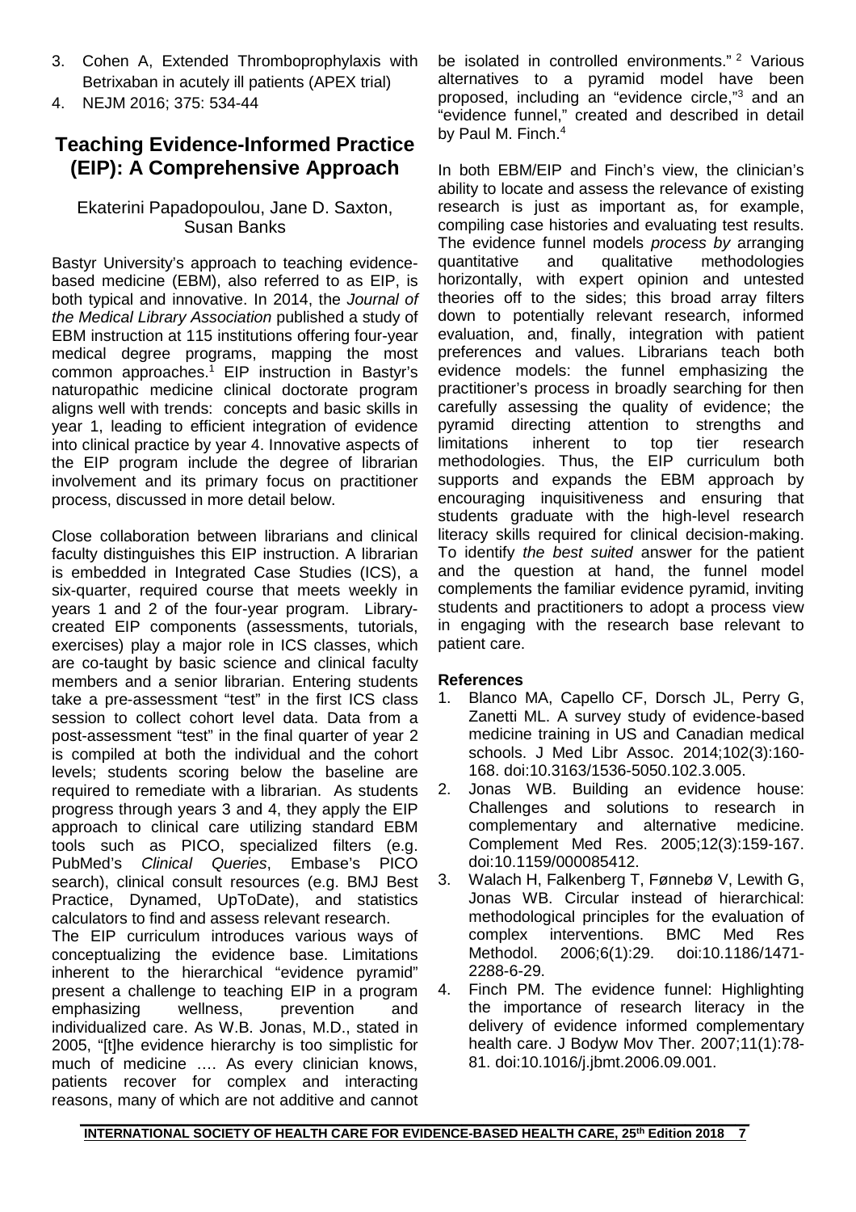3. Cohen A, Extended Thromboprophylaxis with Betrixaban in acutely ill patients (APEX trial)
4. NEJM 2016; 375: 534-44

## Teaching Evidence-Informed Practice (EIP): A Comprehensive Approach

Ekaterini Papadopoulou, Jane D. Saxton, Susan Banks

Bastyr University's approach to teaching evidence-based medicine (EBM), also referred to as EIP, is both typical and innovative. In 2014, the *Journal of the Medical Library Association* published a study of EBM instruction at 115 institutions offering four-year medical degree programs, mapping the most common approaches.[1] EIP instruction in Bastyr's naturopathic medicine clinical doctorate program aligns well with trends: concepts and basic skills in year 1, leading to efficient integration of evidence into clinical practice by year 4. Innovative aspects of the EIP program include the degree of librarian involvement and its primary focus on practitioner process, discussed in more detail below.

Close collaboration between librarians and clinical faculty distinguishes this EIP instruction. A librarian is embedded in Integrated Case Studies (ICS), a six-quarter, required course that meets weekly in years 1 and 2 of the four-year program. Library-created EIP components (assessments, tutorials, exercises) play a major role in ICS classes, which are co-taught by basic science and clinical faculty members and a senior librarian. Entering students take a pre-assessment "test" in the first ICS class session to collect cohort level data. Data from a post-assessment "test" in the final quarter of year 2 is compiled at both the individual and the cohort levels; students scoring below the baseline are required to remediate with a librarian. As students progress through years 3 and 4, they apply the EIP approach to clinical care utilizing standard EBM tools such as PICO, specialized filters (e.g. PubMed's *Clinical Queries*, Embase's PICO search), clinical consult resources (e.g. BMJ Best Practice, Dynamed, UpToDate), and statistics calculators to find and assess relevant research.

The EIP curriculum introduces various ways of conceptualizing the evidence base. Limitations inherent to the hierarchical "evidence pyramid" present a challenge to teaching EIP in a program emphasizing wellness, prevention and individualized care. As W.B. Jonas, M.D., stated in 2005, "[t]he evidence hierarchy is too simplistic for much of medicine …. As every clinician knows, patients recover for complex and interacting reasons, many of which are not additive and cannot be isolated in controlled environments."[2] Various alternatives to a pyramid model have been proposed, including an "evidence circle,"[3] and an "evidence funnel," created and described in detail by Paul M. Finch.[4]

In both EBM/EIP and Finch's view, the clinician's ability to locate and assess the relevance of existing research is just as important as, for example, compiling case histories and evaluating test results. The evidence funnel models *process by* arranging quantitative and qualitative methodologies horizontally, with expert opinion and untested theories off to the sides; this broad array filters down to potentially relevant research, informed evaluation, and, finally, integration with patient preferences and values. Librarians teach both evidence models: the funnel emphasizing the practitioner's process in broadly searching for then carefully assessing the quality of evidence; the pyramid directing attention to strengths and limitations inherent to top tier research methodologies. Thus, the EIP curriculum both supports and expands the EBM approach by encouraging inquisitiveness and ensuring that students graduate with the high-level research literacy skills required for clinical decision-making. To identify *the best suited* answer for the patient and the question at hand, the funnel model complements the familiar evidence pyramid, inviting students and practitioners to adopt a process view in engaging with the research base relevant to patient care.

### References

1. Blanco MA, Capello CF, Dorsch JL, Perry G, Zanetti ML. A survey study of evidence-based medicine training in US and Canadian medical schools. J Med Libr Assoc. 2014;102(3):160-168. doi:10.3163/1536-5050.102.3.005.
2. Jonas WB. Building an evidence house: Challenges and solutions to research in complementary and alternative medicine. Complement Med Res. 2005;12(3):159-167. doi:10.1159/000085412.
3. Walach H, Falkenberg T, Fønnebø V, Lewith G, Jonas WB. Circular instead of hierarchical: methodological principles for the evaluation of complex interventions. BMC Med Res Methodol. 2006;6(1):29. doi:10.1186/1471-2288-6-29.
4. Finch PM. The evidence funnel: Highlighting the importance of research literacy in the delivery of evidence informed complementary health care. J Bodyw Mov Ther. 2007;11(1):78-81. doi:10.1016/j.jbmt.2006.09.001.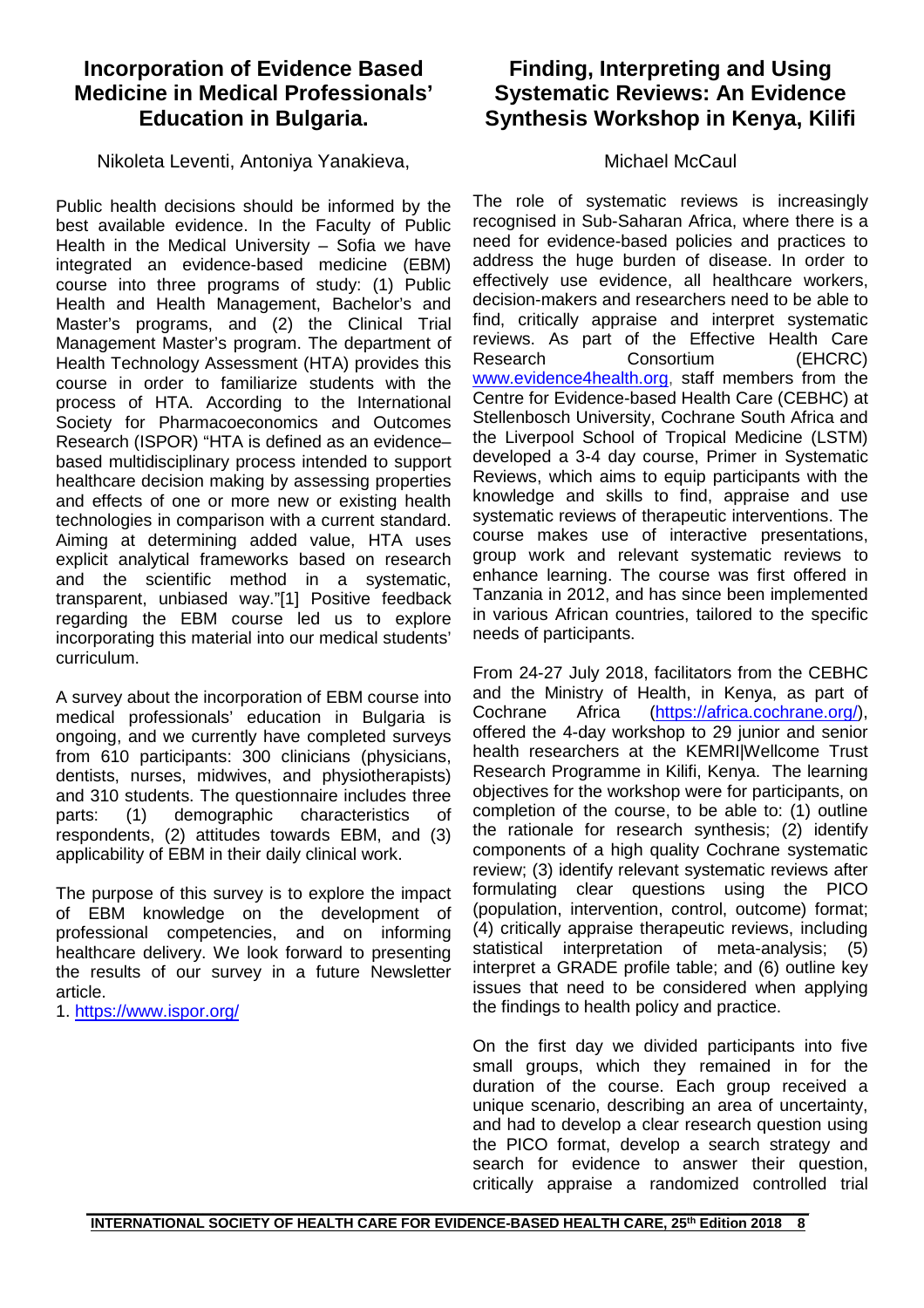## Incorporation of Evidence Based Medicine in Medical Professionals' Education in Bulgaria.

Nikoleta Leventi, Antoniya Yanakieva,

Public health decisions should be informed by the best available evidence. In the Faculty of Public Health in the Medical University – Sofia we have integrated an evidence-based medicine (EBM) course into three programs of study: (1) Public Health and Health Management, Bachelor's and Master's programs, and (2) the Clinical Trial Management Master's program. The department of Health Technology Assessment (HTA) provides this course in order to familiarize students with the process of HTA. According to the International Society for Pharmacoeconomics and Outcomes Research (ISPOR) "HTA is defined as an evidence–based multidisciplinary process intended to support healthcare decision making by assessing properties and effects of one or more new or existing health technologies in comparison with a current standard. Aiming at determining added value, HTA uses explicit analytical frameworks based on research and the scientific method in a systematic, transparent, unbiased way."[1] Positive feedback regarding the EBM course led us to explore incorporating this material into our medical students' curriculum.

A survey about the incorporation of EBM course into medical professionals' education in Bulgaria is ongoing, and we currently have completed surveys from 610 participants: 300 clinicians (physicians, dentists, nurses, midwives, and physiotherapists) and 310 students. The questionnaire includes three parts: (1) demographic characteristics of respondents, (2) attitudes towards EBM, and (3) applicability of EBM in their daily clinical work.

The purpose of this survey is to explore the impact of EBM knowledge on the development of professional competencies, and on informing healthcare delivery. We look forward to presenting the results of our survey in a future Newsletter article.

1. https://www.ispor.org/

## Finding, Interpreting and Using Systematic Reviews: An Evidence Synthesis Workshop in Kenya, Kilifi

Michael McCaul

The role of systematic reviews is increasingly recognised in Sub-Saharan Africa, where there is a need for evidence-based policies and practices to address the huge burden of disease. In order to effectively use evidence, all healthcare workers, decision-makers and researchers need to be able to find, critically appraise and interpret systematic reviews. As part of the Effective Health Care Research Consortium (EHCRC) www.evidence4health.org, staff members from the Centre for Evidence-based Health Care (CEBHC) at Stellenbosch University, Cochrane South Africa and the Liverpool School of Tropical Medicine (LSTM) developed a 3-4 day course, Primer in Systematic Reviews, which aims to equip participants with the knowledge and skills to find, appraise and use systematic reviews of therapeutic interventions. The course makes use of interactive presentations, group work and relevant systematic reviews to enhance learning. The course was first offered in Tanzania in 2012, and has since been implemented in various African countries, tailored to the specific needs of participants.

From 24-27 July 2018, facilitators from the CEBHC and the Ministry of Health, in Kenya, as part of Cochrane Africa (https://africa.cochrane.org/), offered the 4-day workshop to 29 junior and senior health researchers at the KEMRI|Wellcome Trust Research Programme in Kilifi, Kenya. The learning objectives for the workshop were for participants, on completion of the course, to be able to: (1) outline the rationale for research synthesis; (2) identify components of a high quality Cochrane systematic review; (3) identify relevant systematic reviews after formulating clear questions using the PICO (population, intervention, control, outcome) format; (4) critically appraise therapeutic reviews, including statistical interpretation of meta-analysis; (5) interpret a GRADE profile table; and (6) outline key issues that need to be considered when applying the findings to health policy and practice.

On the first day we divided participants into five small groups, which they remained in for the duration of the course. Each group received a unique scenario, describing an area of uncertainty, and had to develop a clear research question using the PICO format, develop a search strategy and search for evidence to answer their question, critically appraise a randomized controlled trial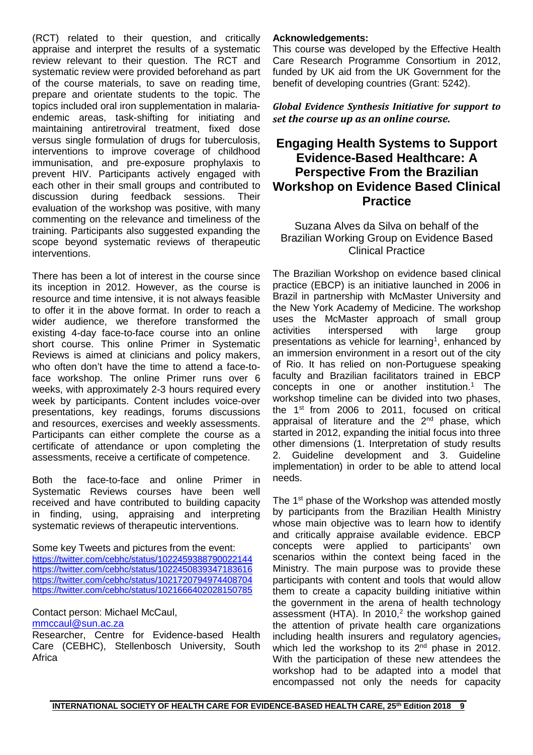(RCT) related to their question, and critically appraise and interpret the results of a systematic review relevant to their question. The RCT and systematic review were provided beforehand as part of the course materials, to save on reading time, prepare and orientate students to the topic. The topics included oral iron supplementation in malaria-endemic areas, task-shifting for initiating and maintaining antiretroviral treatment, fixed dose versus single formulation of drugs for tuberculosis, interventions to improve coverage of childhood immunisation, and pre-exposure prophylaxis to prevent HIV. Participants actively engaged with each other in their small groups and contributed to discussion during feedback sessions. Their evaluation of the workshop was positive, with many commenting on the relevance and timeliness of the training. Participants also suggested expanding the scope beyond systematic reviews of therapeutic interventions.

There has been a lot of interest in the course since its inception in 2012. However, as the course is resource and time intensive, it is not always feasible to offer it in the above format. In order to reach a wider audience, we therefore transformed the existing 4-day face-to-face course into an online short course. This online Primer in Systematic Reviews is aimed at clinicians and policy makers, who often don't have the time to attend a face-to-face workshop. The online Primer runs over 6 weeks, with approximately 2-3 hours required every week by participants. Content includes voice-over presentations, key readings, forums discussions and resources, exercises and weekly assessments. Participants can either complete the course as a certificate of attendance or upon completing the assessments, receive a certificate of competence.

Both the face-to-face and online Primer in Systematic Reviews courses have been well received and have contributed to building capacity in finding, using, appraising and interpreting systematic reviews of therapeutic interventions.

Some key Tweets and pictures from the event:
https://twitter.com/cebhc/status/1022459388790022144
https://twitter.com/cebhc/status/1022450839347183616
https://twitter.com/cebhc/status/1021720794974408704
https://twitter.com/cebhc/status/1021666402028150785

Contact person: Michael McCaul,
mmccaul@sun.ac.za
Researcher, Centre for Evidence-based Health Care (CEBHC), Stellenbosch University, South Africa

**Acknowledgements:**
This course was developed by the Effective Health Care Research Programme Consortium in 2012, funded by UK aid from the UK Government for the benefit of developing countries (Grant: 5242).

***Global Evidence Synthesis Initiative for support to set the course up as an online course.***

## Engaging Health Systems to Support Evidence-Based Healthcare: A Perspective From the Brazilian Workshop on Evidence Based Clinical Practice

Suzana Alves da Silva on behalf of the Brazilian Working Group on Evidence Based Clinical Practice

The Brazilian Workshop on evidence based clinical practice (EBCP) is an initiative launched in 2006 in Brazil in partnership with McMaster University and the New York Academy of Medicine. The workshop uses the McMaster approach of small group activities interspersed with large group presentations as vehicle for learning[1], enhanced by an immersion environment in a resort out of the city of Rio. It has relied on non-Portuguese speaking faculty and Brazilian facilitators trained in EBCP concepts in one or another institution.[1] The workshop timeline can be divided into two phases, the 1st from 2006 to 2011, focused on critical appraisal of literature and the 2nd phase, which started in 2012, expanding the initial focus into three other dimensions (1. Interpretation of study results 2. Guideline development and 3. Guideline implementation) in order to be able to attend local needs.

The 1st phase of the Workshop was attended mostly by participants from the Brazilian Health Ministry whose main objective was to learn how to identify and critically appraise available evidence. EBCP concepts were applied to participants' own scenarios within the context being faced in the Ministry. The main purpose was to provide these participants with content and tools that would allow them to create a capacity building initiative within the government in the arena of health technology assessment (HTA). In 2010,[2] the workshop gained the attention of private health care organizations including health insurers and regulatory agencies, which led the workshop to its 2nd phase in 2012. With the participation of these new attendees the workshop had to be adapted into a model that encompassed not only the needs for capacity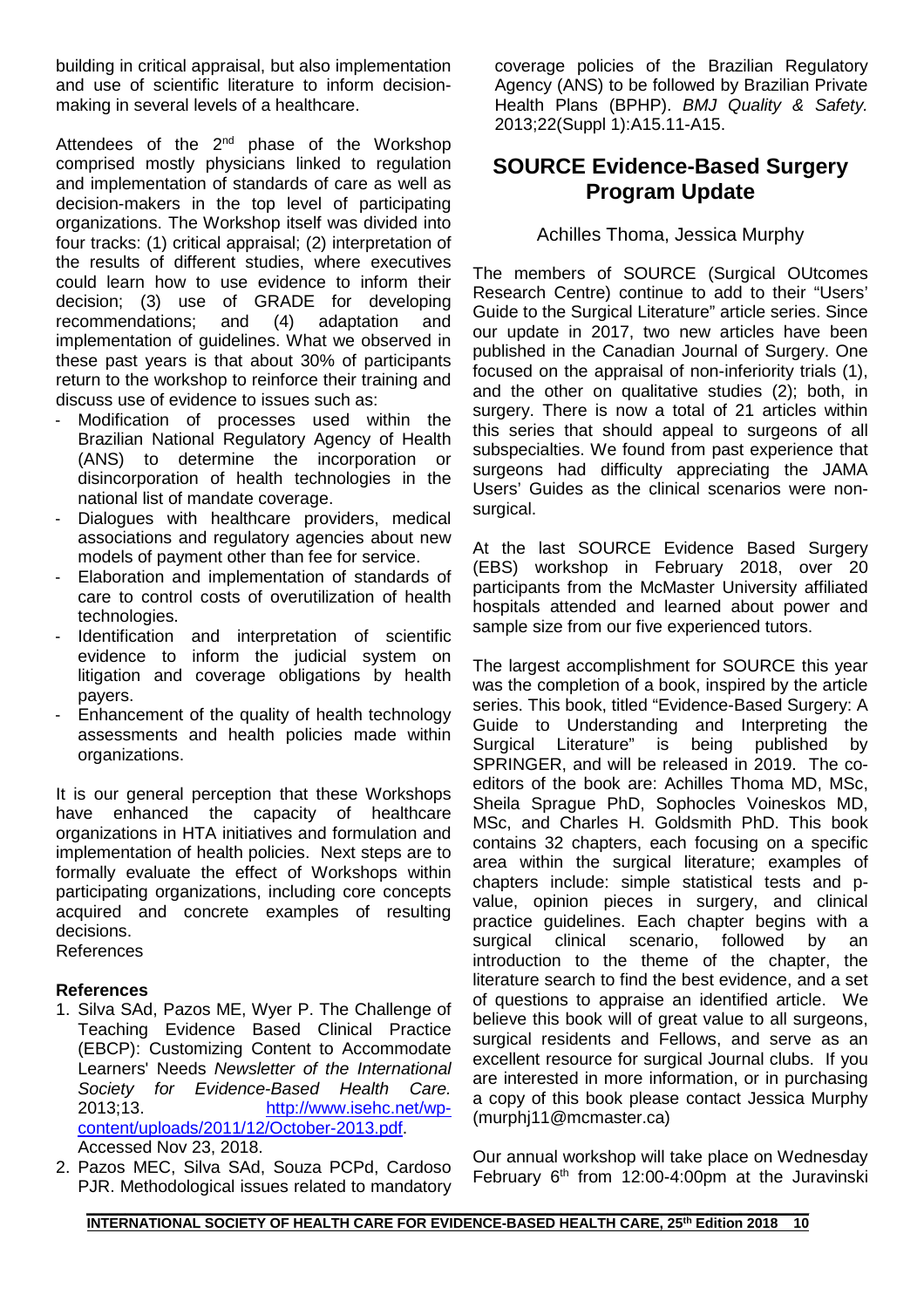building in critical appraisal, but also implementation and use of scientific literature to inform decision-making in several levels of a healthcare.

Attendees of the 2nd phase of the Workshop comprised mostly physicians linked to regulation and implementation of standards of care as well as decision-makers in the top level of participating organizations. The Workshop itself was divided into four tracks: (1) critical appraisal; (2) interpretation of the results of different studies, where executives could learn how to use evidence to inform their decision; (3) use of GRADE for developing recommendations; and (4) adaptation and implementation of guidelines. What we observed in these past years is that about 30% of participants return to the workshop to reinforce their training and discuss use of evidence to issues such as:

- Modification of processes used within the Brazilian National Regulatory Agency of Health (ANS) to determine the incorporation or disincorporation of health technologies in the national list of mandate coverage.
- Dialogues with healthcare providers, medical associations and regulatory agencies about new models of payment other than fee for service.
- Elaboration and implementation of standards of care to control costs of overutilization of health technologies.
- Identification and interpretation of scientific evidence to inform the judicial system on litigation and coverage obligations by health payers.
- Enhancement of the quality of health technology assessments and health policies made within organizations.

It is our general perception that these Workshops have enhanced the capacity of healthcare organizations in HTA initiatives and formulation and implementation of health policies. Next steps are to formally evaluate the effect of Workshops within participating organizations, including core concepts acquired and concrete examples of resulting decisions.
References

**References**

1. Silva SAd, Pazos ME, Wyer P. The Challenge of Teaching Evidence Based Clinical Practice (EBCP): Customizing Content to Accommodate Learners' Needs *Newsletter of the International Society for Evidence-Based Health Care.* 2013;13. http://www.isehc.net/wp-content/uploads/2011/12/October-2013.pdf. Accessed Nov 23, 2018.
2. Pazos MEC, Silva SAd, Souza PCPd, Cardoso PJR. Methodological issues related to mandatory coverage policies of the Brazilian Regulatory Agency (ANS) to be followed by Brazilian Private Health Plans (BPHP). *BMJ Quality & Safety.* 2013;22(Suppl 1):A15.11-A15.

## SOURCE Evidence-Based Surgery Program Update

Achilles Thoma, Jessica Murphy

The members of SOURCE (Surgical OUtcomes Research Centre) continue to add to their "Users' Guide to the Surgical Literature" article series. Since our update in 2017, two new articles have been published in the Canadian Journal of Surgery. One focused on the appraisal of non-inferiority trials (1), and the other on qualitative studies (2); both, in surgery. There is now a total of 21 articles within this series that should appeal to surgeons of all subspecialties. We found from past experience that surgeons had difficulty appreciating the JAMA Users' Guides as the clinical scenarios were non-surgical.

At the last SOURCE Evidence Based Surgery (EBS) workshop in February 2018, over 20 participants from the McMaster University affiliated hospitals attended and learned about power and sample size from our five experienced tutors.

The largest accomplishment for SOURCE this year was the completion of a book, inspired by the article series. This book, titled "Evidence-Based Surgery: A Guide to Understanding and Interpreting the Surgical Literature" is being published by SPRINGER, and will be released in 2019. The co-editors of the book are: Achilles Thoma MD, MSc, Sheila Sprague PhD, Sophocles Voineskos MD, MSc, and Charles H. Goldsmith PhD. This book contains 32 chapters, each focusing on a specific area within the surgical literature; examples of chapters include: simple statistical tests and p-value, opinion pieces in surgery, and clinical practice guidelines. Each chapter begins with a surgical clinical scenario, followed by an introduction to the theme of the chapter, the literature search to find the best evidence, and a set of questions to appraise an identified article. We believe this book will of great value to all surgeons, surgical residents and Fellows, and serve as an excellent resource for surgical Journal clubs. If you are interested in more information, or in purchasing a copy of this book please contact Jessica Murphy (murphj11@mcmaster.ca)

Our annual workshop will take place on Wednesday February 6th from 12:00-4:00pm at the Juravinski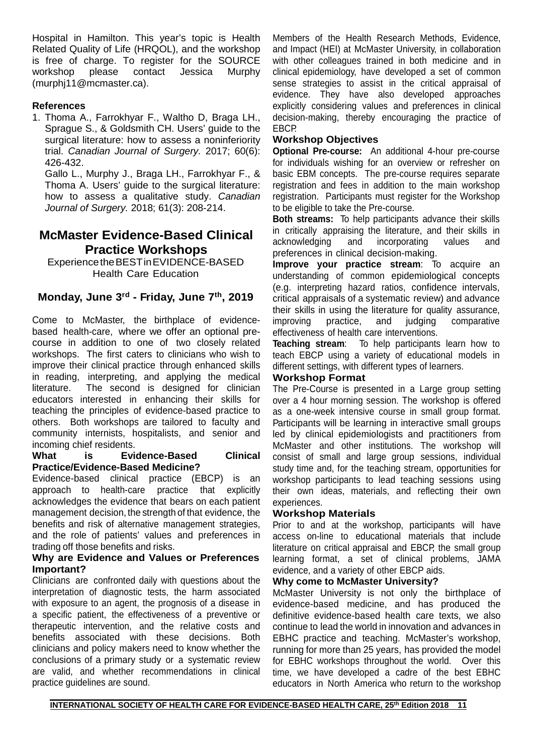Hospital in Hamilton. This year's topic is Health Related Quality of Life (HRQOL), and the workshop is free of charge. To register for the SOURCE workshop please contact Jessica Murphy (murphj11@mcmaster.ca).

**References**

1. Thoma A., Farrokhyar F., Waltho D, Braga LH., Sprague S., & Goldsmith CH. Users' guide to the surgical literature: how to assess a noninferiority trial. *Canadian Journal of Surgery.* 2017; 60(6): 426-432.

   Gallo L., Murphy J., Braga LH., Farrokhyar F., & Thoma A. Users' guide to the surgical literature: how to assess a qualitative study. *Canadian Journal of Surgery.* 2018; 61(3): 208-214.

## McMaster Evidence-Based Clinical Practice Workshops

Experience the BEST in EVIDENCE-BASED Health Care Education

### Monday, June 3rd - Friday, June 7th, 2019

Come to McMaster, the birthplace of evidence-based health-care, where we offer an optional pre-course in addition to one of two closely related workshops. The first caters to clinicians who wish to improve their clinical practice through enhanced skills in reading, interpreting, and applying the medical literature. The second is designed for clinician educators interested in enhancing their skills for teaching the principles of evidence-based practice to others. Both workshops are tailored to faculty and community internists, hospitalists, and senior and incoming chief residents.

**What is Evidence-Based Clinical Practice/Evidence-Based Medicine?**

Evidence-based clinical practice (EBCP) is an approach to health-care practice that explicitly acknowledges the evidence that bears on each patient management decision, the strength of that evidence, the benefits and risk of alternative management strategies, and the role of patients' values and preferences in trading off those benefits and risks.

**Why are Evidence and Values or Preferences Important?**

Clinicians are confronted daily with questions about the interpretation of diagnostic tests, the harm associated with exposure to an agent, the prognosis of a disease in a specific patient, the effectiveness of a preventive or therapeutic intervention, and the relative costs and benefits associated with these decisions. Both clinicians and policy makers need to know whether the conclusions of a primary study or a systematic review are valid, and whether recommendations in clinical practice guidelines are sound.

Members of the Health Research Methods, Evidence, and Impact (HEI) at McMaster University, in collaboration with other colleagues trained in both medicine and in clinical epidemiology, have developed a set of common sense strategies to assist in the critical appraisal of evidence. They have also developed approaches explicitly considering values and preferences in clinical decision-making, thereby encouraging the practice of EBCP.

**Workshop Objectives**

**Optional Pre-course:** An additional 4-hour pre-course for individuals wishing for an overview or refresher on basic EBM concepts. The pre-course requires separate registration and fees in addition to the main workshop registration. Participants must register for the Workshop to be eligible to take the Pre-course.

**Both streams:** To help participants advance their skills in critically appraising the literature, and their skills in acknowledging and incorporating values and preferences in clinical decision-making.

**Improve your practice stream**: To acquire an understanding of common epidemiological concepts (e.g. interpreting hazard ratios, confidence intervals, critical appraisals of a systematic review) and advance their skills in using the literature for quality assurance, improving practice, and judging comparative effectiveness of health care interventions.

**Teaching stream**: To help participants learn how to teach EBCP using a variety of educational models in different settings, with different types of learners.

**Workshop Format**

The Pre-Course is presented in a Large group setting over a 4 hour morning session. The workshop is offered as a one-week intensive course in small group format. Participants will be learning in interactive small groups led by clinical epidemiologists and practitioners from McMaster and other institutions. The workshop will consist of small and large group sessions, individual study time and, for the teaching stream, opportunities for workshop participants to lead teaching sessions using their own ideas, materials, and reflecting their own experiences.

**Workshop Materials**

Prior to and at the workshop, participants will have access on-line to educational materials that include literature on critical appraisal and EBCP, the small group learning format, a set of clinical problems, JAMA evidence, and a variety of other EBCP aids.

**Why come to McMaster University?**

McMaster University is not only the birthplace of evidence-based medicine, and has produced the definitive evidence-based health care texts, we also continue to lead the world in innovation and advances in EBHC practice and teaching. McMaster's workshop, running for more than 25 years, has provided the model for EBHC workshops throughout the world. Over this time, we have developed a cadre of the best EBHC educators in North America who return to the workshop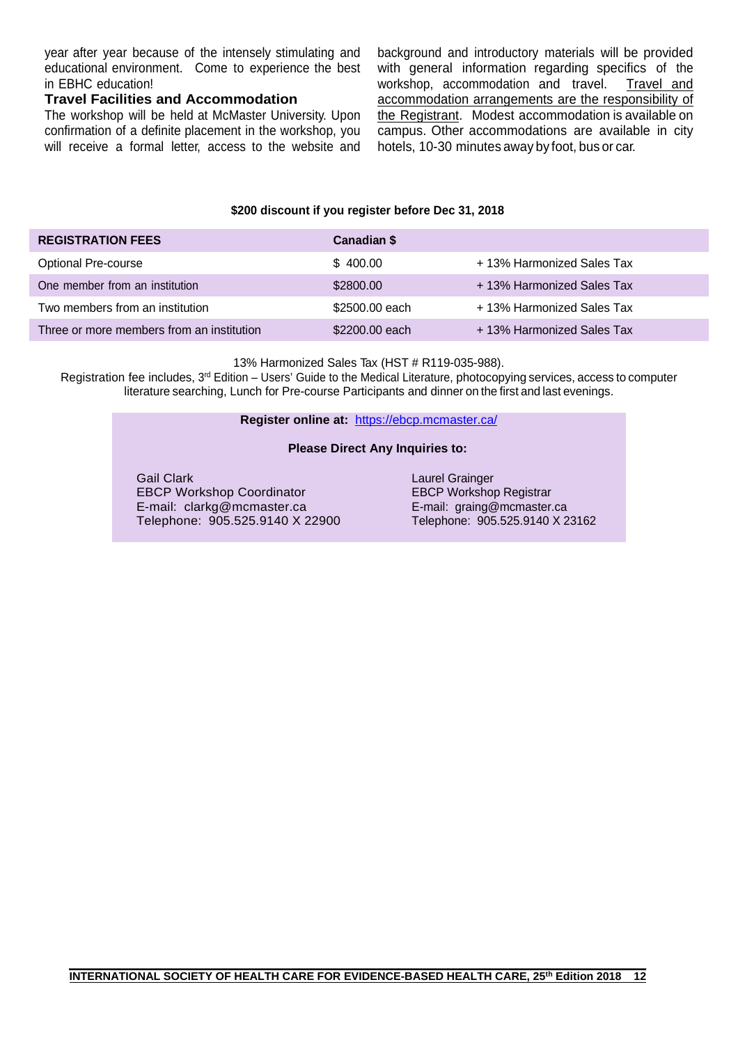year after year because of the intensely stimulating and educational environment. Come to experience the best in EBHC education!

### Travel Facilities and Accommodation

The workshop will be held at McMaster University. Upon confirmation of a definite placement in the workshop, you will receive a formal letter, access to the website and background and introductory materials will be provided with general information regarding specifics of the workshop, accommodation and travel. Travel and accommodation arrangements are the responsibility of the Registrant. Modest accommodation is available on campus. Other accommodations are available in city hotels, 10-30 minutes away by foot, bus or car.

**$200 discount if you register before Dec 31, 2018**

| **REGISTRATION FEES** | **Canadian $** | |
|---|---|---|
| Optional Pre-course | $ 400.00 | + 13% Harmonized Sales Tax |
| One member from an institution | $2800.00 | + 13% Harmonized Sales Tax |
| Two members from an institution | $2500.00 each | + 13% Harmonized Sales Tax |
| Three or more members from an institution | $2200.00 each | + 13% Harmonized Sales Tax |

13% Harmonized Sales Tax (HST # R119-035-988).

Registration fee includes, 3rd Edition – Users' Guide to the Medical Literature, photocopying services, access to computer literature searching, Lunch for Pre-course Participants and dinner on the first and last evenings.

**Register online at:** https://ebcp.mcmaster.ca/

**Please Direct Any Inquiries to:**

Gail Clark
EBCP Workshop Coordinator
E-mail: clarkg@mcmaster.ca
Telephone: 905.525.9140 X 22900

Laurel Grainger
EBCP Workshop Registrar
E-mail: graing@mcmaster.ca
Telephone: 905.525.9140 X 23162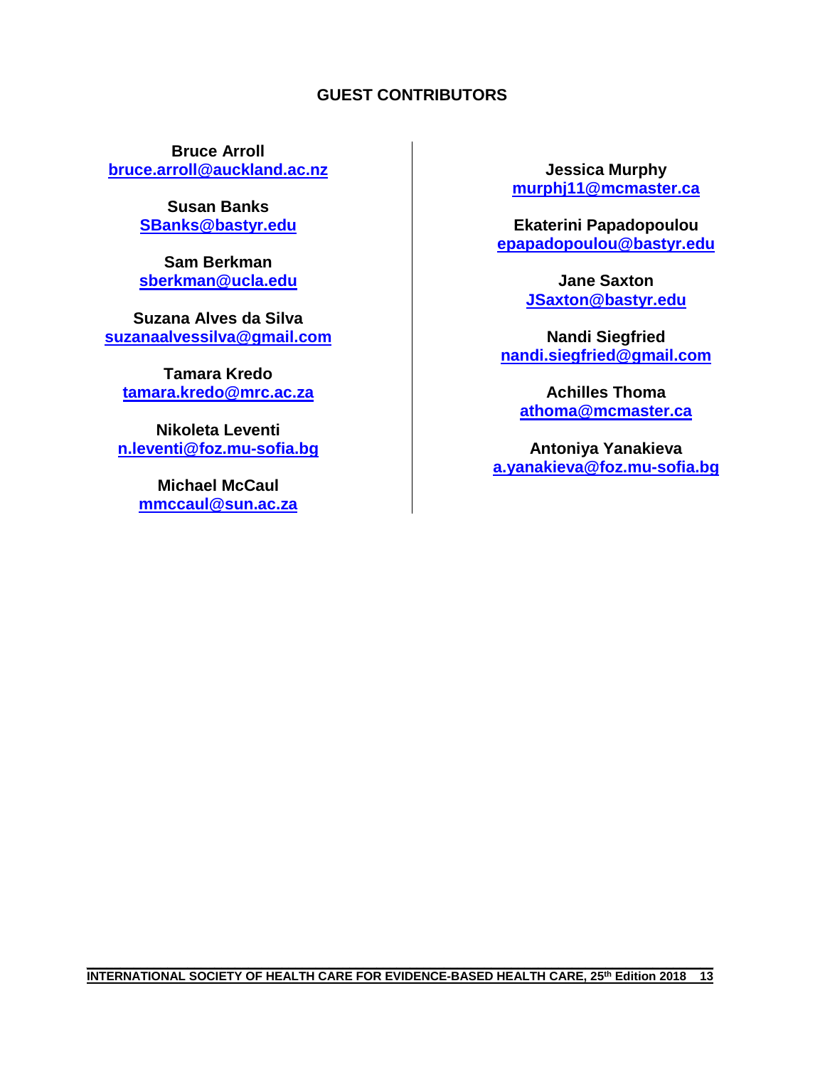## GUEST CONTRIBUTORS

**Bruce Arroll**
bruce.arroll@auckland.ac.nz

**Susan Banks**
SBanks@bastyr.edu

**Sam Berkman**
sberkman@ucla.edu

**Suzana Alves da Silva**
suzanaalvessilva@gmail.com

**Tamara Kredo**
tamara.kredo@mrc.ac.za

**Nikoleta Leventi**
n.leventi@foz.mu-sofia.bg

**Michael McCaul**
mmccaul@sun.ac.za

**Jessica Murphy**
murphj11@mcmaster.ca

**Ekaterini Papadopoulou**
epapadopoulou@bastyr.edu

**Jane Saxton**
JSaxton@bastyr.edu

**Nandi Siegfried**
nandi.siegfried@gmail.com

**Achilles Thoma**
athoma@mcmaster.ca

**Antoniya Yanakieva**
a.yanakieva@foz.mu-sofia.bg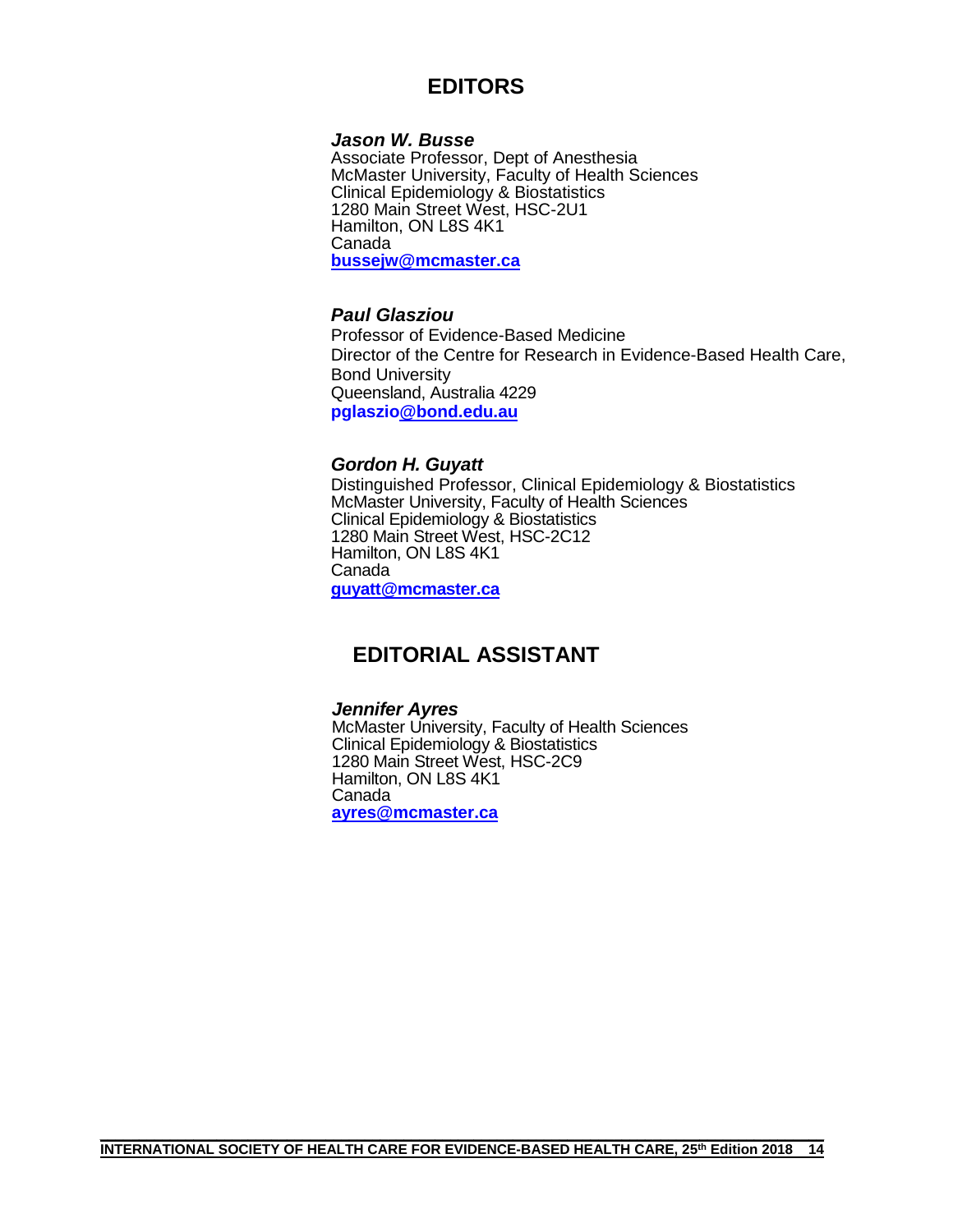# EDITORS

***Jason W. Busse***
Associate Professor, Dept of Anesthesia
McMaster University, Faculty of Health Sciences
Clinical Epidemiology & Biostatistics
1280 Main Street West, HSC-2U1
Hamilton, ON L8S 4K1
Canada
**bussejw@mcmaster.ca**

***Paul Glasziou***
Professor of Evidence-Based Medicine
Director of the Centre for Research in Evidence-Based Health Care,
Bond University
Queensland, Australia 4229
**pglaszio@bond.edu.au**

***Gordon H. Guyatt***
Distinguished Professor, Clinical Epidemiology & Biostatistics
McMaster University, Faculty of Health Sciences
Clinical Epidemiology & Biostatistics
1280 Main Street West, HSC-2C12
Hamilton, ON L8S 4K1
Canada
**guyatt@mcmaster.ca**

# EDITORIAL ASSISTANT

***Jennifer Ayres***
McMaster University, Faculty of Health Sciences
Clinical Epidemiology & Biostatistics
1280 Main Street West, HSC-2C9
Hamilton, ON L8S 4K1
Canada
**ayres@mcmaster.ca**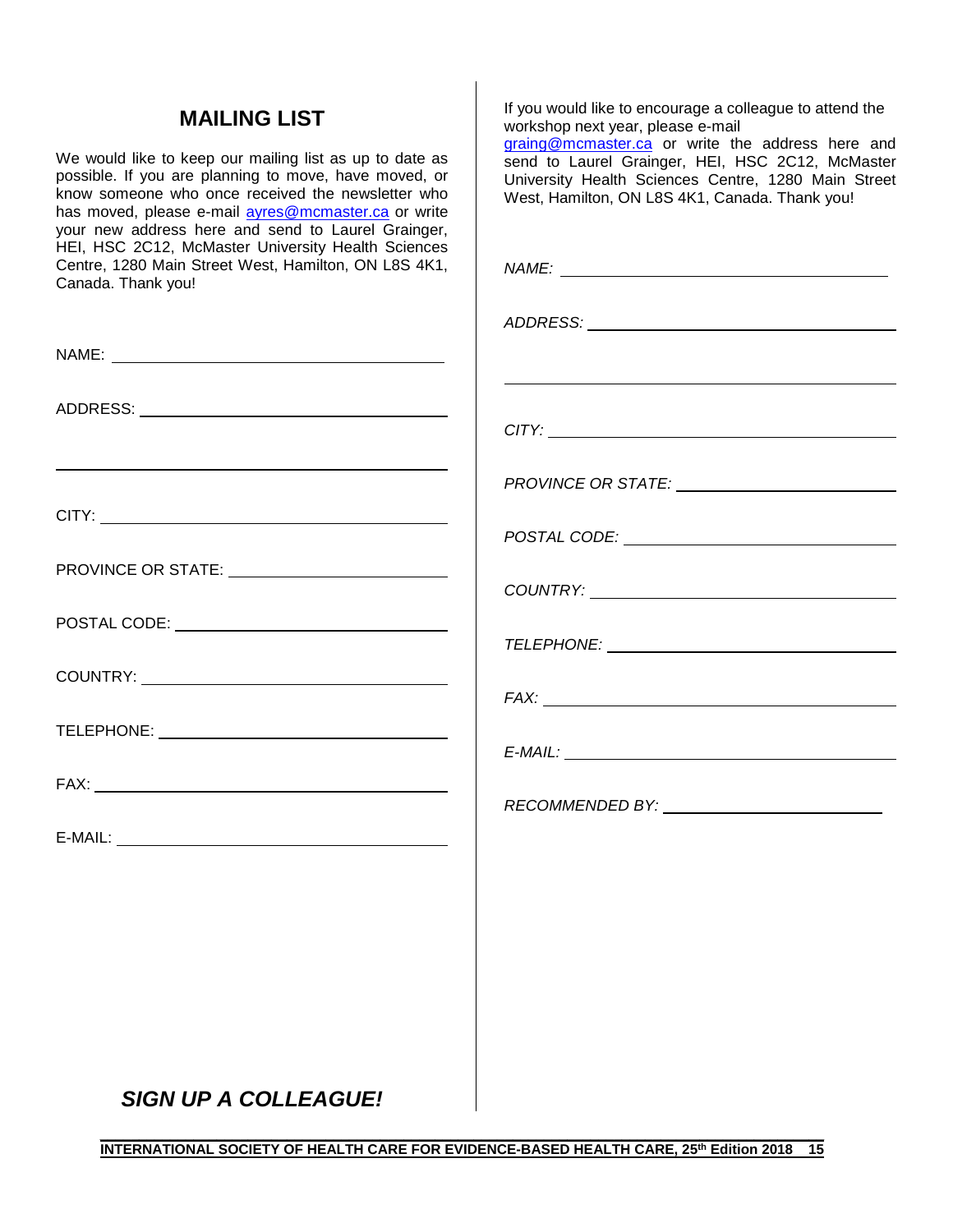## MAILING LIST

We would like to keep our mailing list as up to date as possible. If you are planning to move, have moved, or know someone who once received the newsletter who has moved, please e-mail ayres@mcmaster.ca or write your new address here and send to Laurel Grainger, HEI, HSC 2C12, McMaster University Health Sciences Centre, 1280 Main Street West, Hamilton, ON L8S 4K1, Canada. Thank you!

NAME: ______________________________

ADDRESS: ______________________________

______________________________

CITY: ______________________________

PROVINCE OR STATE: ______________________________

POSTAL CODE: ______________________________

COUNTRY: ______________________________

TELEPHONE: ______________________________

FAX: ______________________________

E-MAIL: ______________________________

## *SIGN UP A COLLEAGUE!*

If you would like to encourage a colleague to attend the workshop next year, please e-mail graing@mcmaster.ca or write the address here and send to Laurel Grainger, HEI, HSC 2C12, McMaster University Health Sciences Centre, 1280 Main Street West, Hamilton, ON L8S 4K1, Canada. Thank you!

*NAME:* ______________________________

*ADDRESS:* ______________________________

______________________________

*CITY:* ______________________________

*PROVINCE OR STATE:* ______________________________

*POSTAL CODE:* ______________________________

*COUNTRY:* ______________________________

*TELEPHONE:* ______________________________

*FAX:* ______________________________

*E-MAIL:* ______________________________

*RECOMMENDED BY:* ______________________________